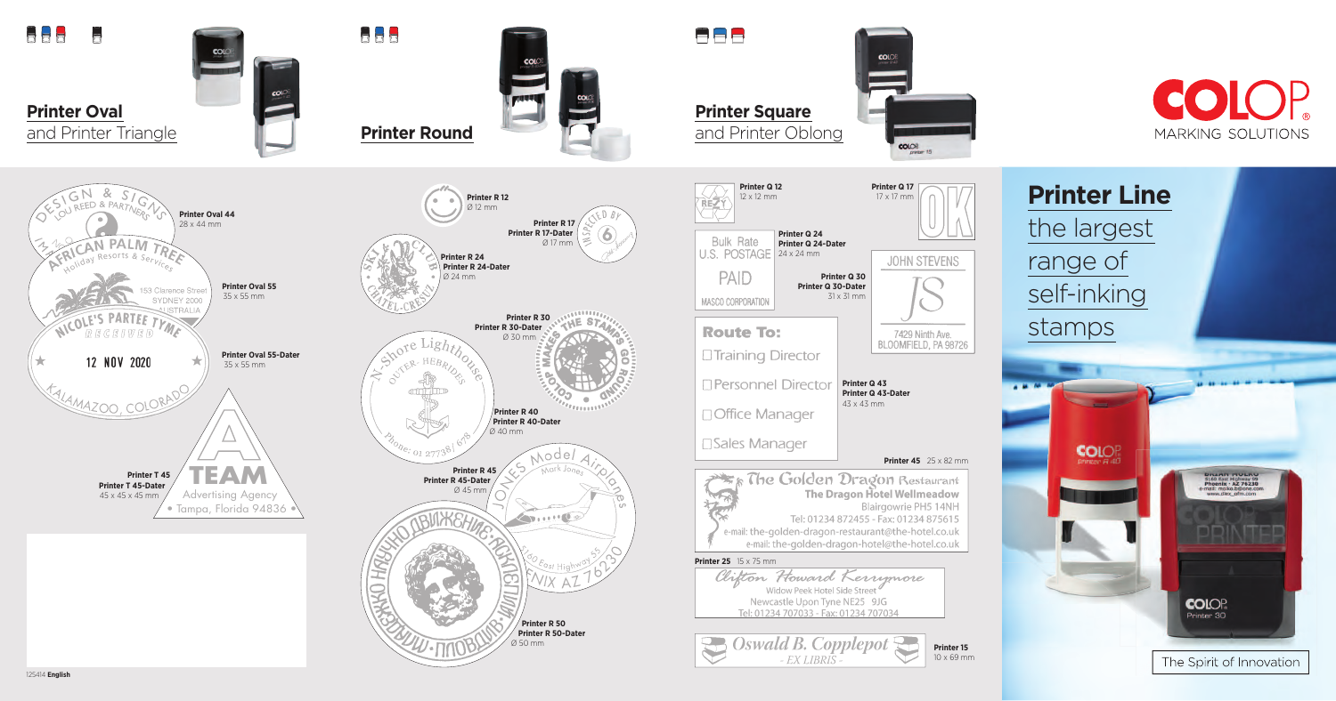## Printer Oval
and Printer Triangle

## Printer Round

## Printer Square
and Printer Oblong

**COLOP** MARKING SOLUTIONS

**Printer Oval 44**
28 x 44 mm

**Printer Oval 55**
35 x 55 mm

**Printer Oval 55-Dater**
35 x 55 mm

**Printer T 45**
**Printer T 45-Dater**
45 x 45 x 45 mm

**Printer R 12**
Ø 12 mm

**Printer R 17**
**Printer R 17-Dater**
Ø 17 mm

**Printer R 24**
**Printer R 24-Dater**
Ø 24 mm

**Printer R 30**
**Printer R 30-Dater**
Ø 30 mm

**Printer R 40**
**Printer R 40-Dater**
Ø 40 mm

**Printer R 45**
**Printer R 45-Dater**
Ø 45 mm

**Printer R 50**
**Printer R 50-Dater**
Ø 50 mm

**Printer Q 12**
12 x 12 mm

**Printer Q 17**
17 x 17 mm

**Printer Q 24**
**Printer Q 24-Dater**
24 x 24 mm

**Printer Q 30**
**Printer Q 30-Dater**
31 x 31 mm

**Printer Q 43**
**Printer Q 43-Dater**
43 x 43 mm

**Printer 45** 25 x 82 mm

**Printer 25** 15 x 75 mm

**Printer 15**
10 x 69 mm

# Printer Line
the largest range of self-inking stamps

The Spirit of Innovation

125414 **English**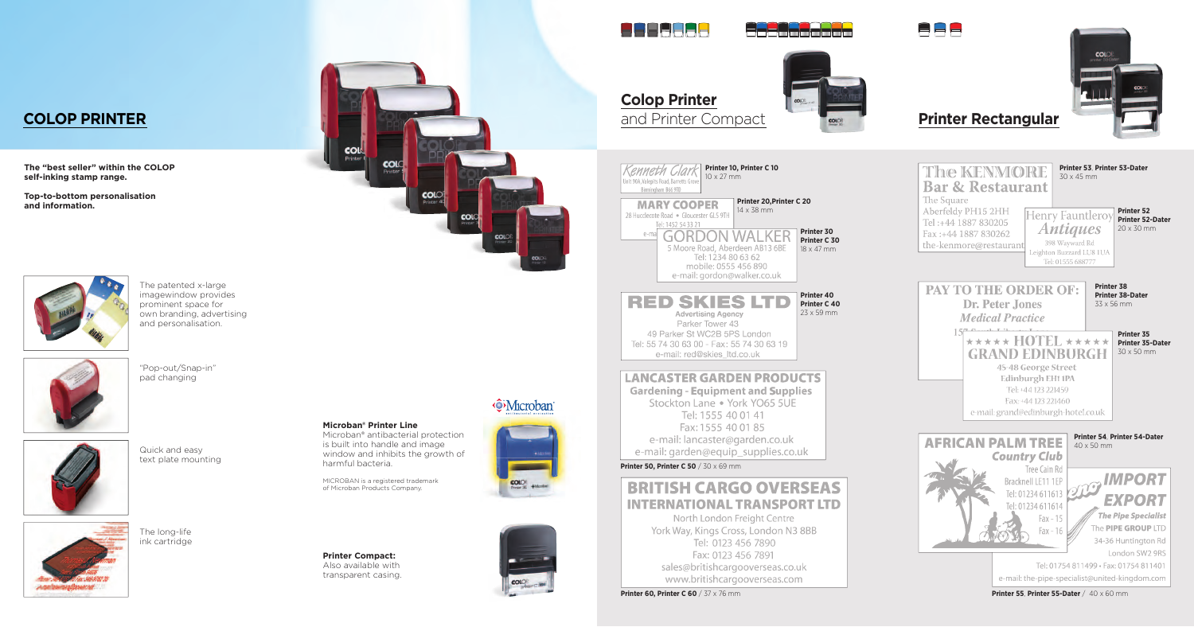# COLOP PRINTER

**The "best seller" within the COLOP self-inking stamp range.**

**Top-to-bottom personalisation and information.**

The patented x-large imagewindow provides prominent space for own branding, advertising and personalisation.

"Pop-out/Snap-in" pad changing

Quick and easy text plate mounting

The long-life ink cartridge

**Microban® Printer Line**
Microban® antibacterial protection is built into handle and image window and inhibits the growth of harmful bacteria.

MICROBAN is a registered trademark of Microban Products Company.

**Printer Compact:**
Also available with transparent casing.

## Colop Printer
and Printer Compact

**Printer 10, Printer C 10**
10 x 27 mm

Kenneth Clark
Unit 90A, Valegits Road, Barretts Green
Birmingham B65 9TD

**Printer 20, Printer C 20**
14 x 38 mm

MARY COOPER
28 Hucclecote Road • Gloucester GL5 9TH
Tel: 1452 54 33 21

**Printer 30**
**Printer C 30**
18 x 47 mm

GORDON WALKER
5 Moore Road, Aberdeen AB13 6BE
Tel: 1234 80 63 62
mobile: 0555 456 890
e-mail: gordon@walker.co.uk

**Printer 40**
**Printer C 40**
23 x 59 mm

RED SKIES LTD
Advertising Agency
Parker Tower 43
49 Parker St WC2B 5PS London
Tel: 55 74 30 63 00 - Fax: 55 74 30 63 19
e-mail: red@skies_ltd.co.uk

LANCASTER GARDEN PRODUCTS
Gardening - Equipment and Supplies
Stockton Lane • York YO65 5UE
Tel: 1555 40 01 41
Fax: 1555 40 01 85
e-mail: lancaster@garden.co.uk
e-mail: garden@equip_supplies.co.uk

**Printer 50, Printer C 50** / 30 x 69 mm

BRITISH CARGO OVERSEAS
INTERNATIONAL TRANSPORT LTD
North London Freight Centre
York Way, Kings Cross, London N3 8BB
Tel: 0123 456 7890
Fax: 0123 456 7891
sales@britishcargooverseas.co.uk
www.britishcargooverseas.com

**Printer 60, Printer C 60** / 37 x 76 mm

## Printer Rectangular

**Printer 53**, **Printer 53-Dater**
30 x 45 mm

The KENMORE
Bar & Restaurant
The Square
Aberfeldy PH15 2HH
Tel :+44 1887 830205
Fax :+44 1887 830262
the-kenmore@restaurant

**Printer 52**
**Printer 52-Dater**
20 x 30 mm

Henry Fauntleroy
*Antiques*
398 Wayward Rd
Leighton Buzzard LU8 1UA
Tel: 01555 688777

**Printer 38**
**Printer 38-Dater**
33 x 56 mm

PAY TO THE ORDER OF:
Dr. Peter Jones
*Medical Practice*

**Printer 35**
**Printer 35-Dater**
30 x 50 mm

★★★★★ HOTEL ★★★★★
GRAND EDINBURGH
45-48 George Street
Edinburgh EH1 1PA
Tel: +44 123 221459
Fax: +44 123 221460
e-mail: grand@edinburgh-hotel.co.uk

**Printer 54**, **Printer 54-Dater**
40 x 50 mm

AFRICAN PALM TREE
*Country Club*
Tree Cain Rd
Bracknell LE11 1EP
Tel: 01234 611613
Tel: 01234 611614
Fax - 15
Fax - 16

*IMPORT*
*EXPORT*
*The Pipe Specialist*
The PIPE GROUP LTD
34-36 Huntington Rd
London SW2 9RS
Tel: 01754 811499 • Fax: 01754 811401
e-mail: the-pipe-specialist@united-kingdom.com

**Printer 55**, **Printer 55-Dater** / 40 x 60 mm